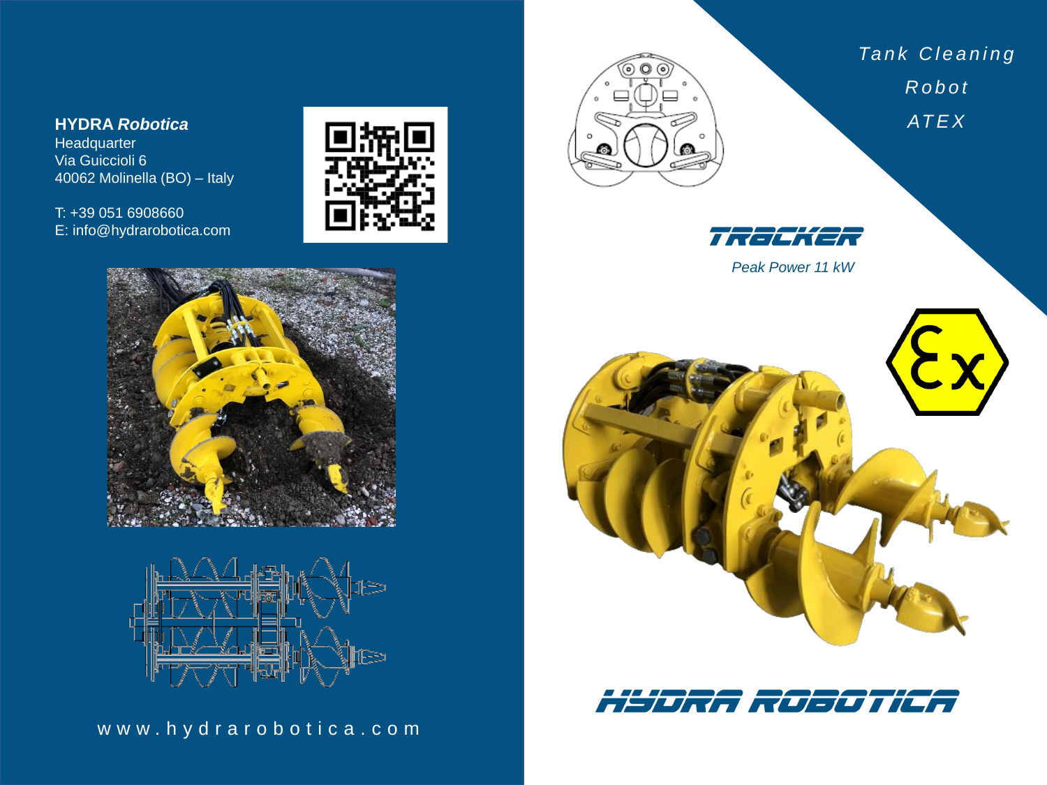**HYDRA *Robotica***
Headquarter
Via Guiccioli 6
40062 Molinella (BO) – Italy

T: +39 051 6908660
E: info@hydrarobotica.com

www.hydrarobotica.com

*Tank Cleaning Robot ATEX*

# TRACKER

*Peak Power 11 kW*

# HYDRA ROBOTICA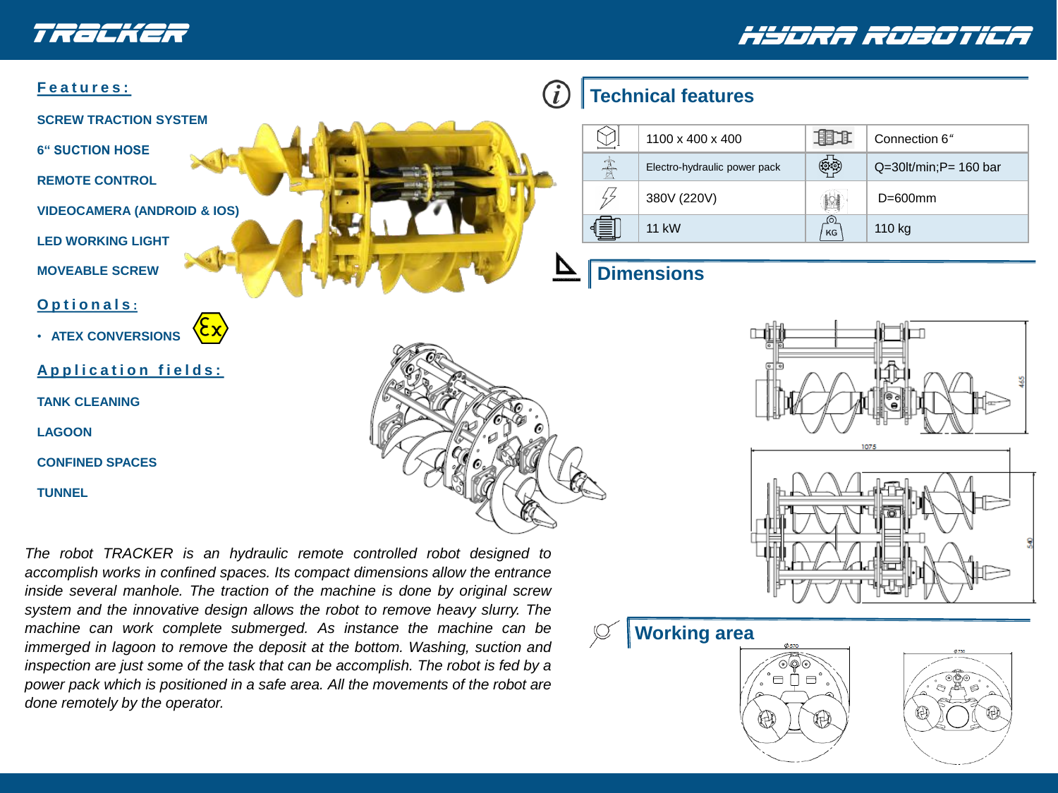TRACKER

HYDRA ROBOTICA

**Features:**

SCREW TRACTION SYSTEM

6“ SUCTION HOSE

REMOTE CONTROL

VIDEOCAMERA (ANDROID & IOS)

LED WORKING LIGHT

MOVEABLE SCREW

**Optionals:**

- ATEX CONVERSIONS

**Application fields:**

TANK CLEANING

LAGOON

CONFINED SPACES

TUNNEL

*The robot TRACKER is an hydraulic remote controlled robot designed to accomplish works in confined spaces. Its compact dimensions allow the entrance inside several manhole. The traction of the machine is done by original screw system and the innovative design allows the robot to remove heavy slurry. The machine can work complete submerged. As instance the machine can be immerged in lagoon to remove the deposit at the bottom. Washing, suction and inspection are just some of the task that can be accomplish. The robot is fed by a power pack which is positioned in a safe area. All the movements of the robot are done remotely by the operator.*

## Technical features

| | | | |
|---|---|---|---|
| | 1100 x 400 x 400 | | Connection 6“ |
| | Electro-hydraulic power pack | | Q=30lt/min;P= 160 bar |
| | 380V (220V) | | D=600mm |
| | 11 kW | KG | 110 kg |

## Dimensions

465

1075

540

## Working area

Ø570

Ø730